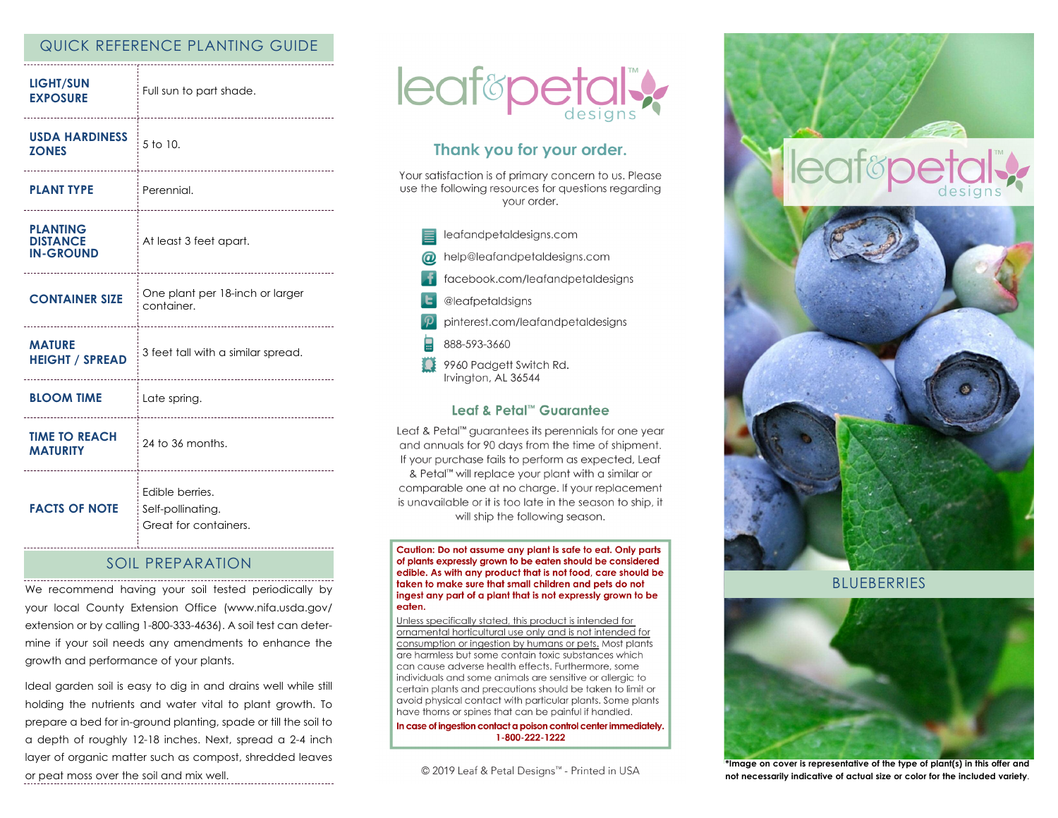## QUICK REFERENCE PLANTING GUIDE

| | |
|---|---|
| **LIGHT/SUN EXPOSURE** | Full sun to part shade. |
| **USDA HARDINESS ZONES** | 5 to 10. |
| **PLANT TYPE** | Perennial. |
| **PLANTING DISTANCE IN-GROUND** | At least 3 feet apart. |
| **CONTAINER SIZE** | One plant per 18-inch or larger container. |
| **MATURE HEIGHT / SPREAD** | 3 feet tall with a similar spread. |
| **BLOOM TIME** | Late spring. |
| **TIME TO REACH MATURITY** | 24 to 36 months. |
| **FACTS OF NOTE** | Edible berries.<br>Self-pollinating.<br>Great for containers. |

## SOIL PREPARATION

We recommend having your soil tested periodically by your local County Extension Office (www.nifa.usda.gov/extension or by calling 1-800-333-4636). A soil test can determine if your soil needs any amendments to enhance the growth and performance of your plants.

Ideal garden soil is easy to dig in and drains well while still holding the nutrients and water vital to plant growth. To prepare a bed for in-ground planting, spade or till the soil to a depth of roughly 12-18 inches. Next, spread a 2-4 inch layer of organic matter such as compost, shredded leaves or peat moss over the soil and mix well.

leaf&petal™ designs

### Thank you for your order.

Your satisfaction is of primary concern to us. Please use the following resources for questions regarding your order.

- leafandpetaldesigns.com
- help@leafandpetaldesigns.com
- facebook.com/leafandpetaldesigns
- @leafpetaldsigns
- pinterest.com/leafandpetaldesigns
- 888-593-3660
- 9960 Padgett Switch Rd.
  Irvington, AL 36544

### Leaf & Petal™ Guarantee

Leaf & Petal™ guarantees its perennials for one year and annuals for 90 days from the time of shipment. If your purchase fails to perform as expected, Leaf & Petal™ will replace your plant with a similar or comparable one at no charge. If your replacement is unavailable or it is too late in the season to ship, it will ship the following season.

**Caution: Do not assume any plant is safe to eat. Only parts of plants expressly grown to be eaten should be considered edible. As with any product that is not food, care should be taken to make sure that small children and pets do not ingest any part of a plant that is not expressly grown to be eaten.**

Unless specifically stated, this product is intended for ornamental horticultural use only and is not intended for consumption or ingestion by humans or pets. Most plants are harmless but some contain toxic substances which can cause adverse health effects. Furthermore, some individuals and some animals are sensitive or allergic to certain plants and precautions should be taken to limit or avoid physical contact with particular plants. Some plants have thorns or spines that can be painful if handled.

**In case of ingestion contact a poison control center immediately. 1-800-222-1222**

© 2019 Leaf & Petal Designs™ - Printed in USA

leaf&petal™ designs

BLUEBERRIES

**\*Image on cover is representative of the type of plant(s) in this offer and not necessarily indicative of actual size or color for the included variety.**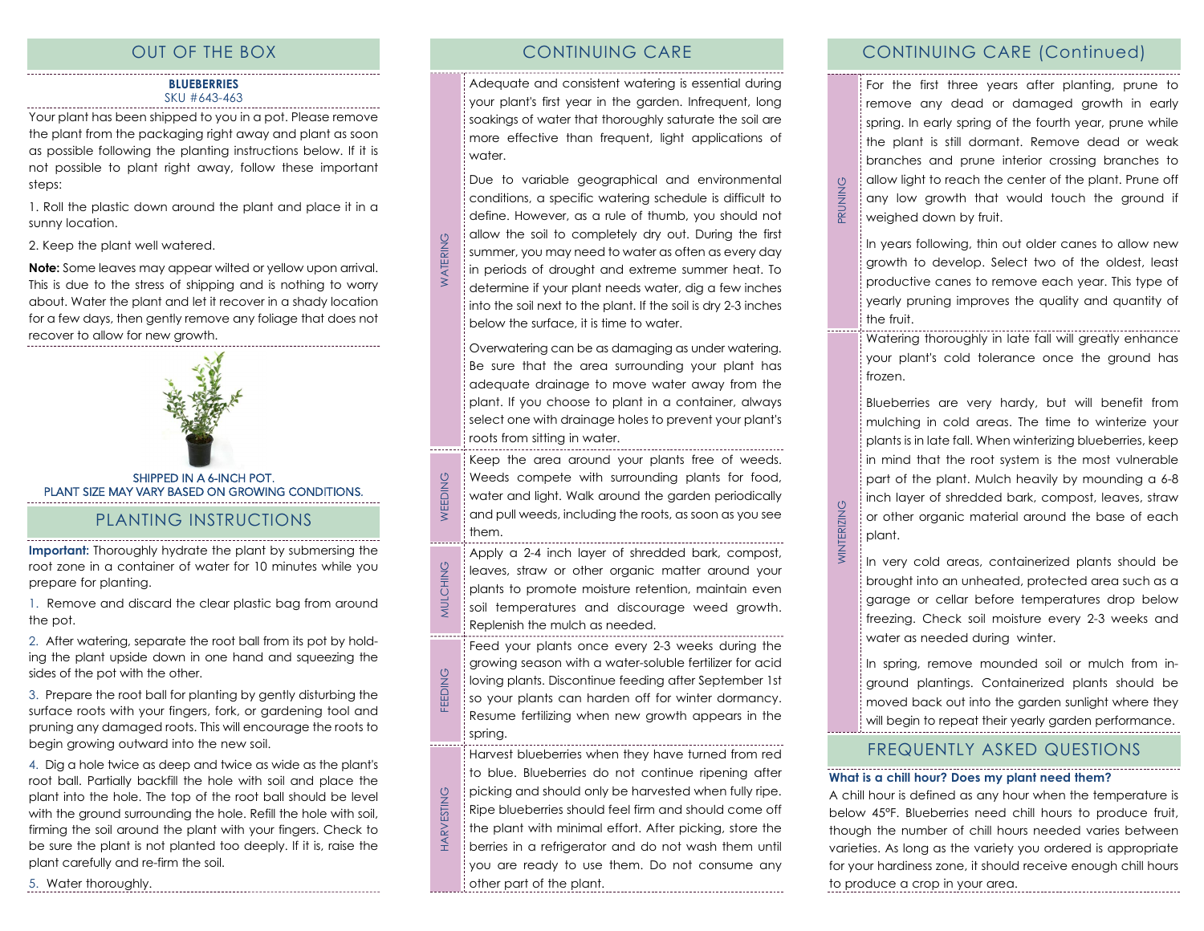## OUT OF THE BOX

**BLUEBERRIES**
SKU #643-463

Your plant has been shipped to you in a pot. Please remove the plant from the packaging right away and plant as soon as possible following the planting instructions below. If it is not possible to plant right away, follow these important steps:

1. Roll the plastic down around the plant and place it in a sunny location.

2. Keep the plant well watered.

**Note:** Some leaves may appear wilted or yellow upon arrival. This is due to the stress of shipping and is nothing to worry about. Water the plant and let it recover in a shady location for a few days, then gently remove any foliage that does not recover to allow for new growth.

SHIPPED IN A 6-INCH POT.
PLANT SIZE MAY VARY BASED ON GROWING CONDITIONS.

## PLANTING INSTRUCTIONS

**Important:** Thoroughly hydrate the plant by submersing the root zone in a container of water for 10 minutes while you prepare for planting.

1. Remove and discard the clear plastic bag from around the pot.

2. After watering, separate the root ball from its pot by holding the plant upside down in one hand and squeezing the sides of the pot with the other.

3. Prepare the root ball for planting by gently disturbing the surface roots with your fingers, fork, or gardening tool and pruning any damaged roots. This will encourage the roots to begin growing outward into the new soil.

4. Dig a hole twice as deep and twice as wide as the plant's root ball. Partially backfill the hole with soil and place the plant into the hole. The top of the root ball should be level with the ground surrounding the hole. Refill the hole with soil, firming the soil around the plant with your fingers. Check to be sure the plant is not planted too deeply. If it is, raise the plant carefully and re-firm the soil.

5. Water thoroughly.

## CONTINUING CARE

### WATERING

Adequate and consistent watering is essential during your plant's first year in the garden. Infrequent, long soakings of water that thoroughly saturate the soil are more effective than frequent, light applications of water.

Due to variable geographical and environmental conditions, a specific watering schedule is difficult to define. However, as a rule of thumb, you should not allow the soil to completely dry out. During the first summer, you may need to water as often as every day in periods of drought and extreme summer heat. To determine if your plant needs water, dig a few inches into the soil next to the plant. If the soil is dry 2-3 inches below the surface, it is time to water.

Overwatering can be as damaging as under watering. Be sure that the area surrounding your plant has adequate drainage to move water away from the plant. If you choose to plant in a container, always select one with drainage holes to prevent your plant's roots from sitting in water.

### WEEDING

Keep the area around your plants free of weeds. Weeds compete with surrounding plants for food, water and light. Walk around the garden periodically and pull weeds, including the roots, as soon as you see them.

### MULCHING

Apply a 2-4 inch layer of shredded bark, compost, leaves, straw or other organic matter around your plants to promote moisture retention, maintain even soil temperatures and discourage weed growth. Replenish the mulch as needed.

### FEEDING

Feed your plants once every 2-3 weeks during the growing season with a water-soluble fertilizer for acid loving plants. Discontinue feeding after September 1st so your plants can harden off for winter dormancy. Resume fertilizing when new growth appears in the spring.

### HARVESTING

Harvest blueberries when they have turned from red to blue. Blueberries do not continue ripening after picking and should only be harvested when fully ripe. Ripe blueberries should feel firm and should come off the plant with minimal effort. After picking, store the berries in a refrigerator and do not wash them until you are ready to use them. Do not consume any other part of the plant.

## CONTINUING CARE (Continued)

### PRUNING

For the first three years after planting, prune to remove any dead or damaged growth in early spring. In early spring of the fourth year, prune while the plant is still dormant. Remove dead or weak branches and prune interior crossing branches to allow light to reach the center of the plant. Prune off any low growth that would touch the ground if weighed down by fruit.

In years following, thin out older canes to allow new growth to develop. Select two of the oldest, least productive canes to remove each year. This type of yearly pruning improves the quality and quantity of the fruit.

### WINTERIZING

Watering thoroughly in late fall will greatly enhance your plant's cold tolerance once the ground has frozen.

Blueberries are very hardy, but will benefit from mulching in cold areas. The time to winterize your plants is in late fall. When winterizing blueberries, keep in mind that the root system is the most vulnerable part of the plant. Mulch heavily by mounding a 6-8 inch layer of shredded bark, compost, leaves, straw or other organic material around the base of each plant.

In very cold areas, containerized plants should be brought into an unheated, protected area such as a garage or cellar before temperatures drop below freezing. Check soil moisture every 2-3 weeks and water as needed during winter.

In spring, remove mounded soil or mulch from in-ground plantings. Containerized plants should be moved back out into the garden sunlight where they will begin to repeat their yearly garden performance.

## FREQUENTLY ASKED QUESTIONS

**What is a chill hour? Does my plant need them?**

A chill hour is defined as any hour when the temperature is below 45°F. Blueberries need chill hours to produce fruit, though the number of chill hours needed varies between varieties. As long as the variety you ordered is appropriate for your hardiness zone, it should receive enough chill hours to produce a crop in your area.